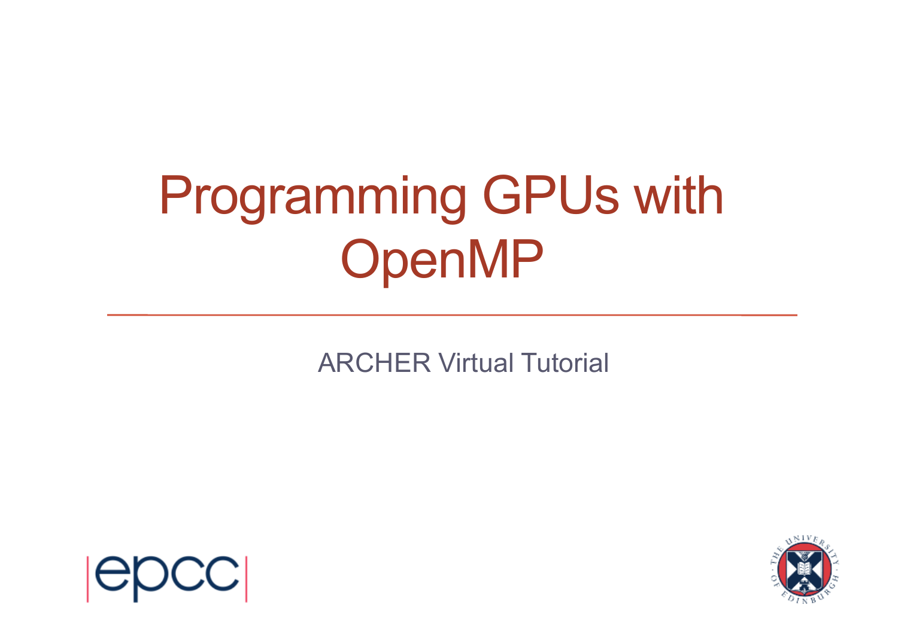# Programming GPUs with OpenMP

ARCHER Virtual Tutorial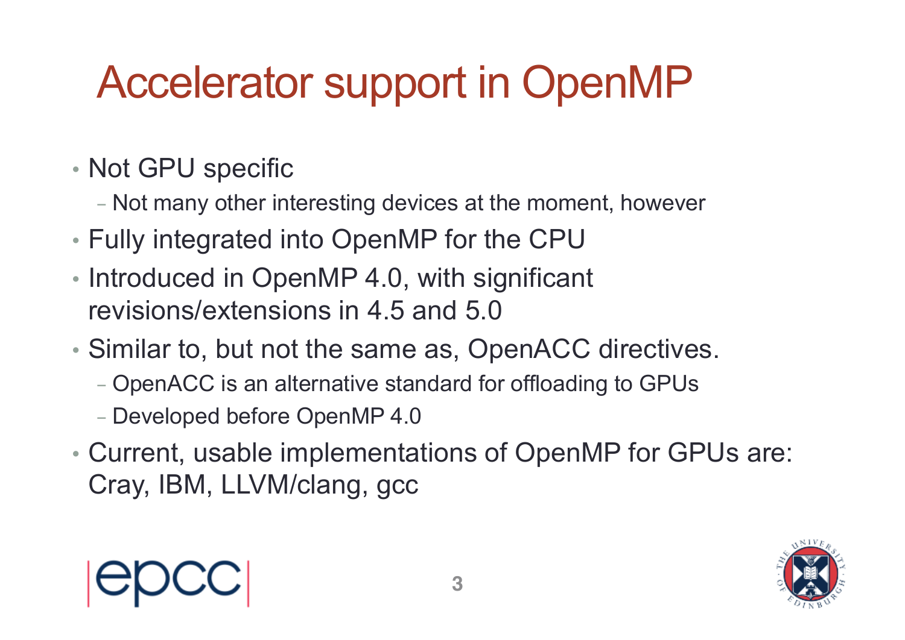# Accelerator support in OpenMP

- Not GPU specific
  - Not many other interesting devices at the moment, however
- Fully integrated into OpenMP for the CPU
- Introduced in OpenMP 4.0, with significant revisions/extensions in 4.5 and 5.0
- Similar to, but not the same as, OpenACC directives.
  - OpenACC is an alternative standard for offloading to GPUs
  - Developed before OpenMP 4.0
- Current, usable implementations of OpenMP for GPUs are: Cray, IBM, LLVM/clang, gcc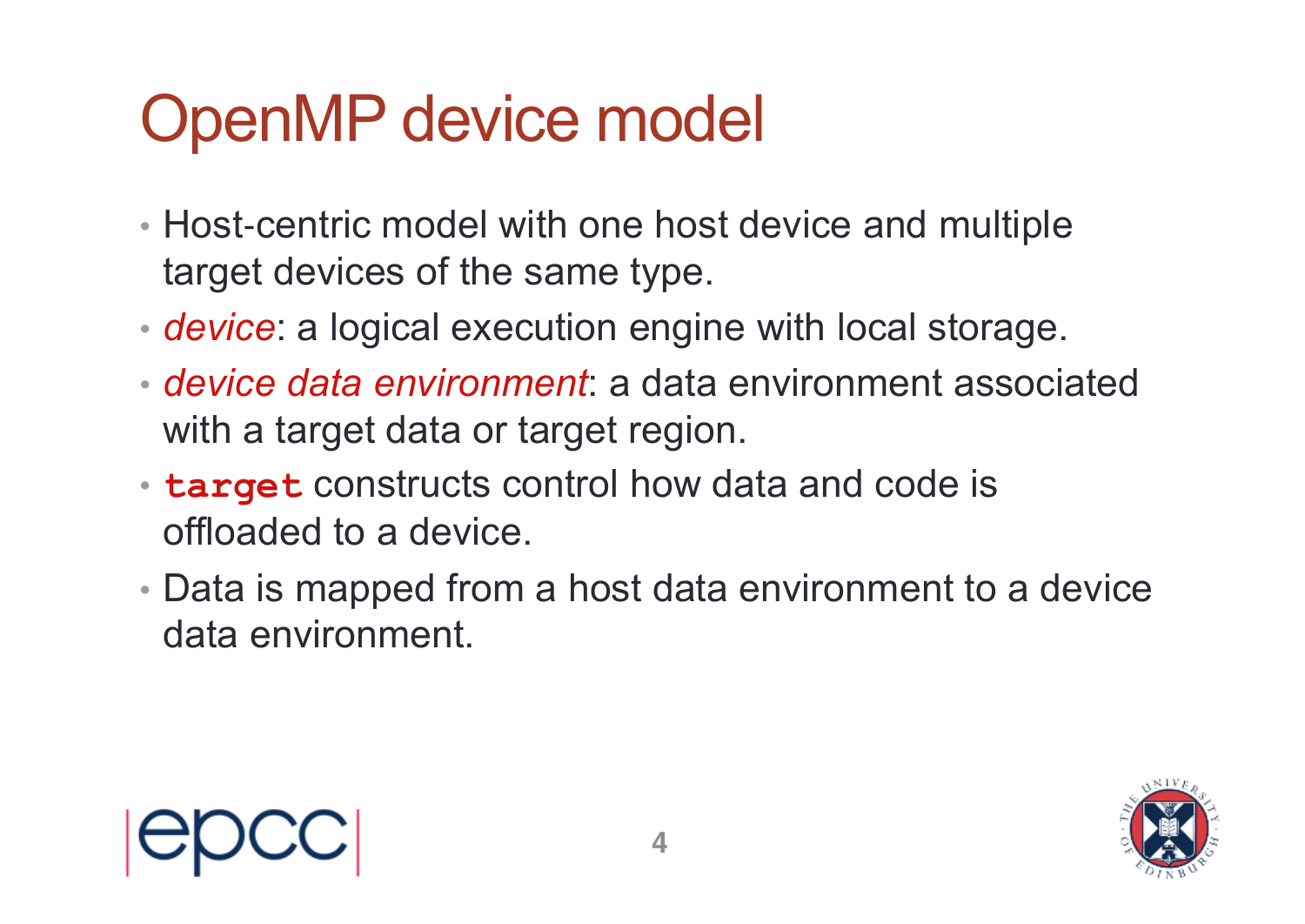# OpenMP device model

- Host-centric model with one host device and multiple target devices of the same type.
- *device*: a logical execution engine with local storage.
- *device data environment*: a data environment associated with a target data or target region.
- **`target`** constructs control how data and code is offloaded to a device.
- Data is mapped from a host data environment to a device data environment.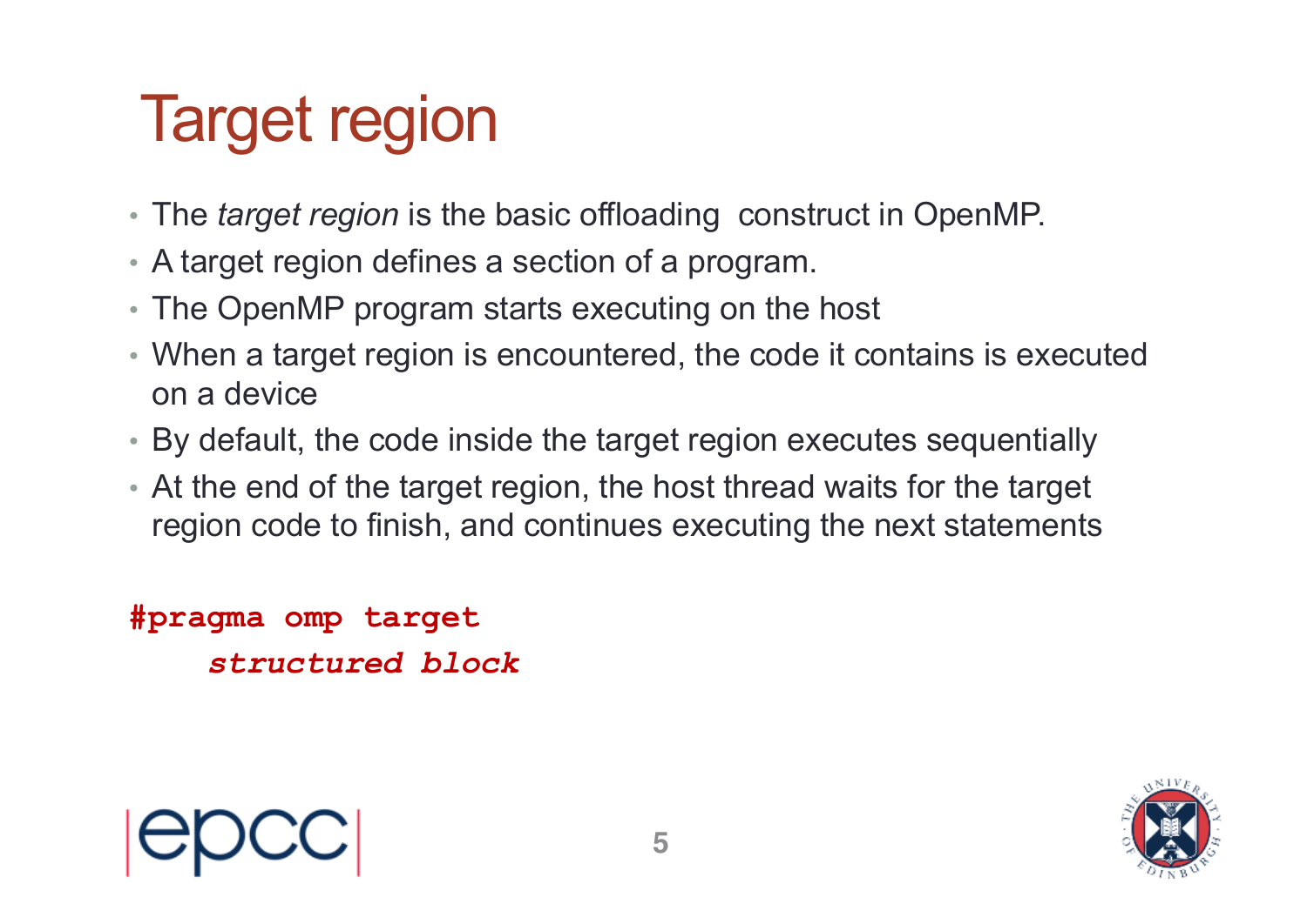# Target region

- The *target region* is the basic offloading  construct in OpenMP.
- A target region defines a section of a program.
- The OpenMP program starts executing on the host
- When a target region is encountered, the code it contains is executed on a device
- By default, the code inside the target region executes sequentially
- At the end of the target region, the host thread waits for the target region code to finish, and continues executing the next statements

```
#pragma omp target
    structured block
```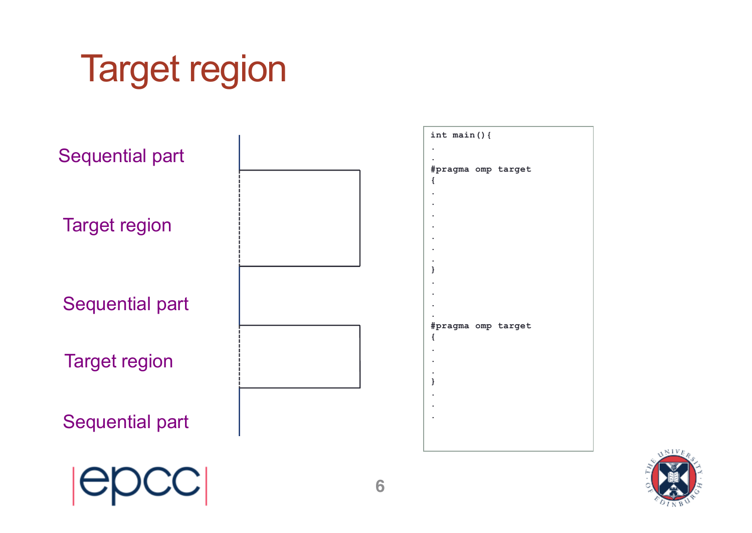# Target region

Sequential part

Target region

Sequential part

Target region

Sequential part

```
int main(){
.
.
#pragma omp target
{
.
.
.
.
.
.
.
}
.
.
.
.
#pragma omp target
{
.
.
.
}
.
.
.
```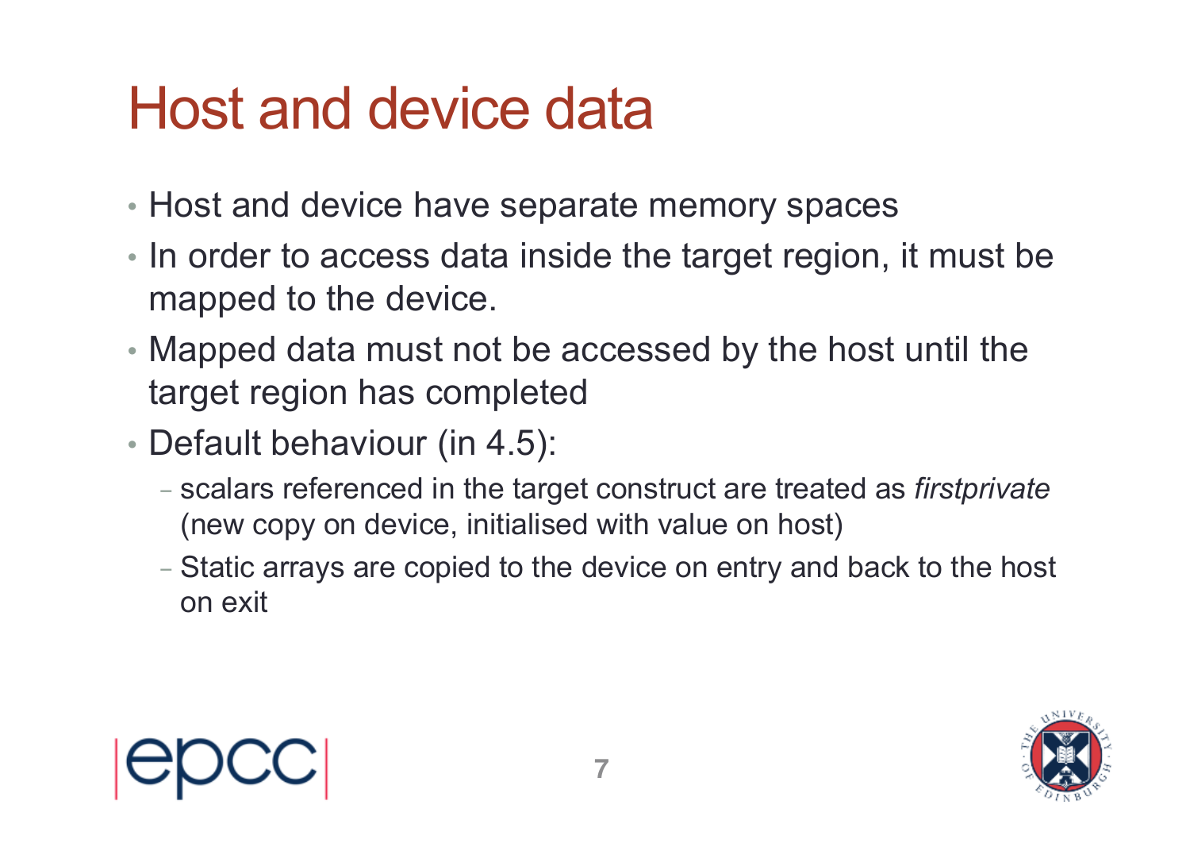# Host and device data

- Host and device have separate memory spaces
- In order to access data inside the target region, it must be mapped to the device.
- Mapped data must not be accessed by the host until the target region has completed
- Default behaviour (in 4.5):
  - scalars referenced in the target construct are treated as *firstprivate* (new copy on device, initialised with value on host)
  - Static arrays are copied to the device on entry and back to the host on exit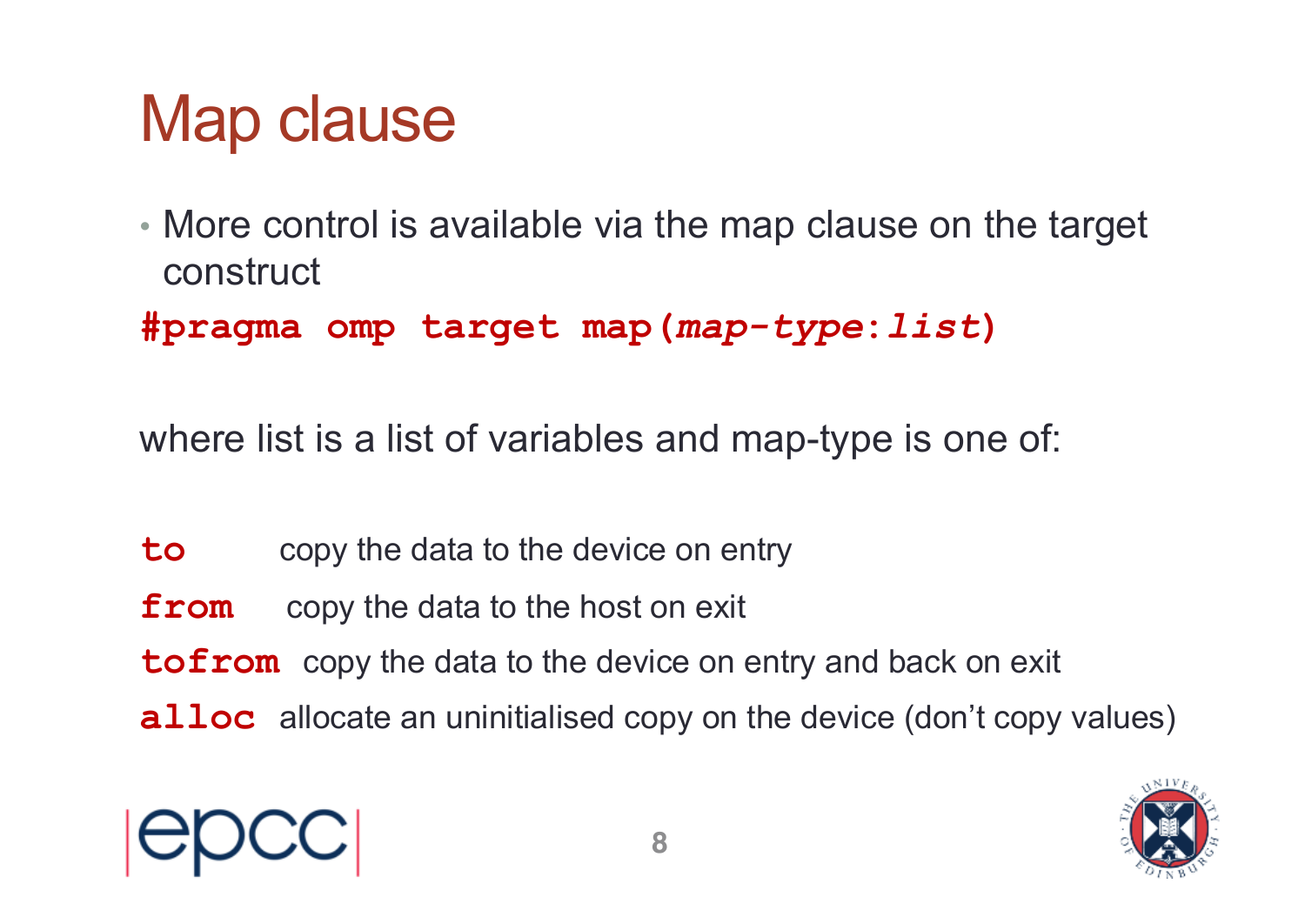# Map clause

- More control is available via the map clause on the target construct

```
#pragma omp target map(map-type:list)
```

where list is a list of variables and map-type is one of:

**`to`** copy the data to the device on entry

**`from`** copy the data to the host on exit

**`tofrom`** copy the data to the device on entry and back on exit

**`alloc`** allocate an uninitialised copy on the device (don't copy values)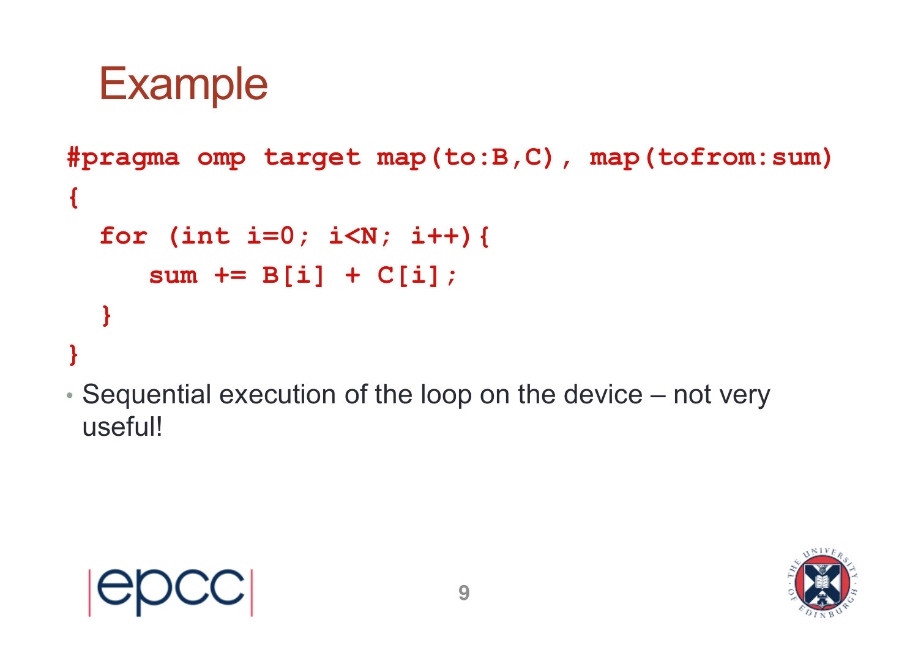# Example

```
#pragma omp target map(to:B,C), map(tofrom:sum)
{
  for (int i=0; i<N; i++){
     sum += B[i] + C[i];
  }
}
```

- Sequential execution of the loop on the device – not very useful!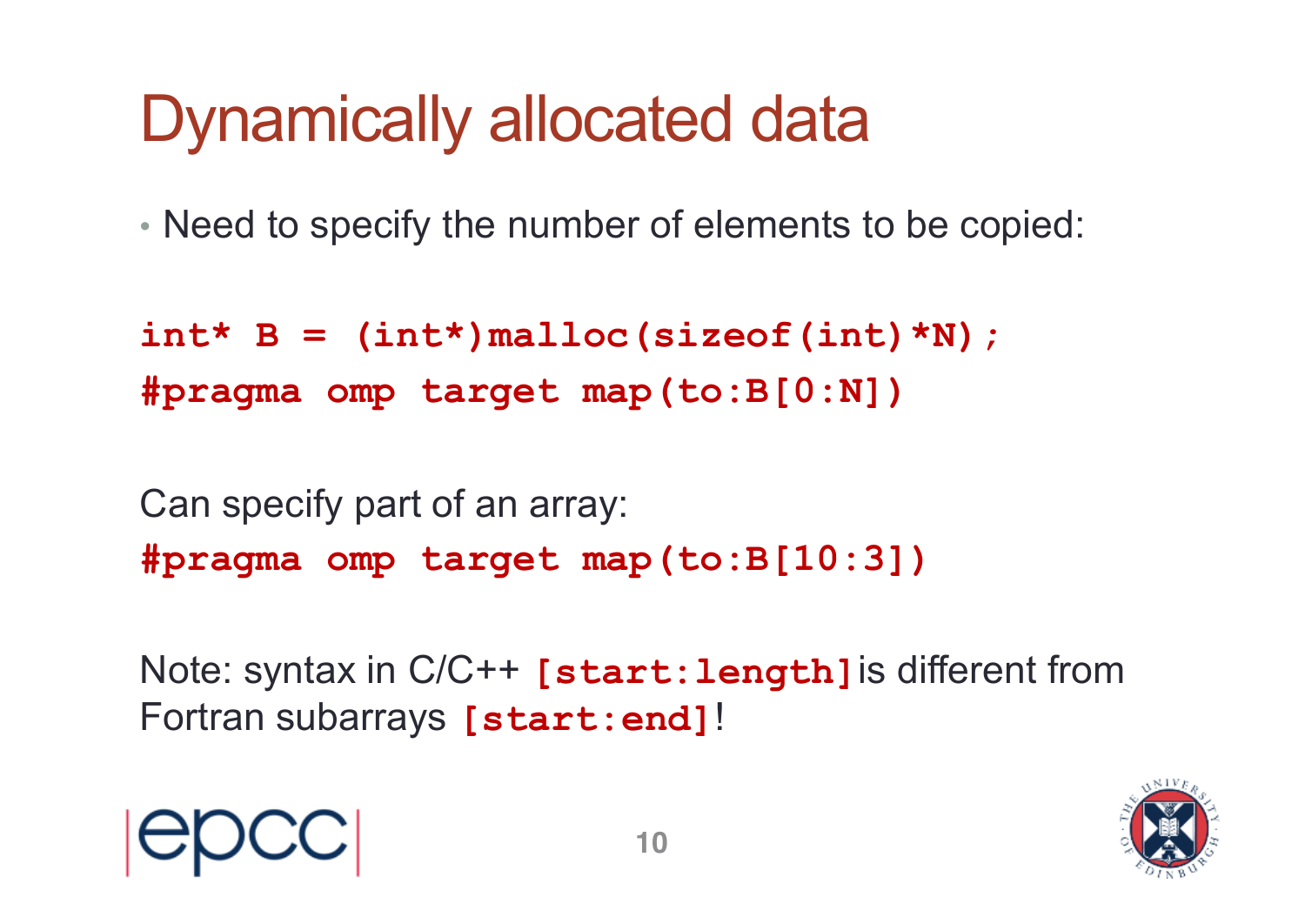# Dynamically allocated data

- Need to specify the number of elements to be copied:

```
int* B = (int*)malloc(sizeof(int)*N);
#pragma omp target map(to:B[0:N])
```

Can specify part of an array:

```
#pragma omp target map(to:B[10:3])
```

Note: syntax in C/C++ `[start:length]` is different from Fortran subarrays `[start:end]`!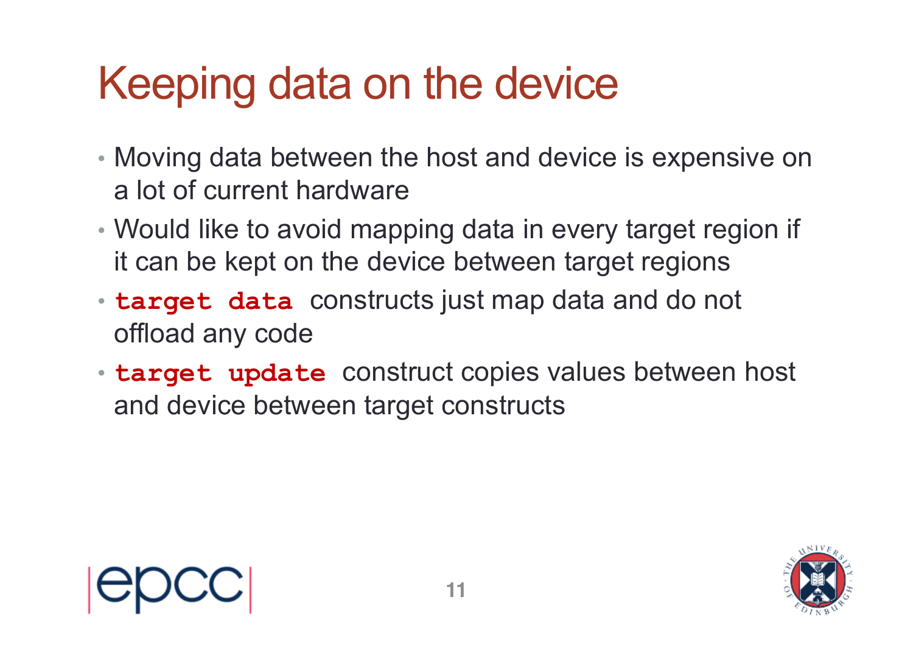# Keeping data on the device

- Moving data between the host and device is expensive on a lot of current hardware
- Would like to avoid mapping data in every target region if it can be kept on the device between target regions
- `target data` constructs just map data and do not offload any code
- `target update` construct copies values between host and device between target constructs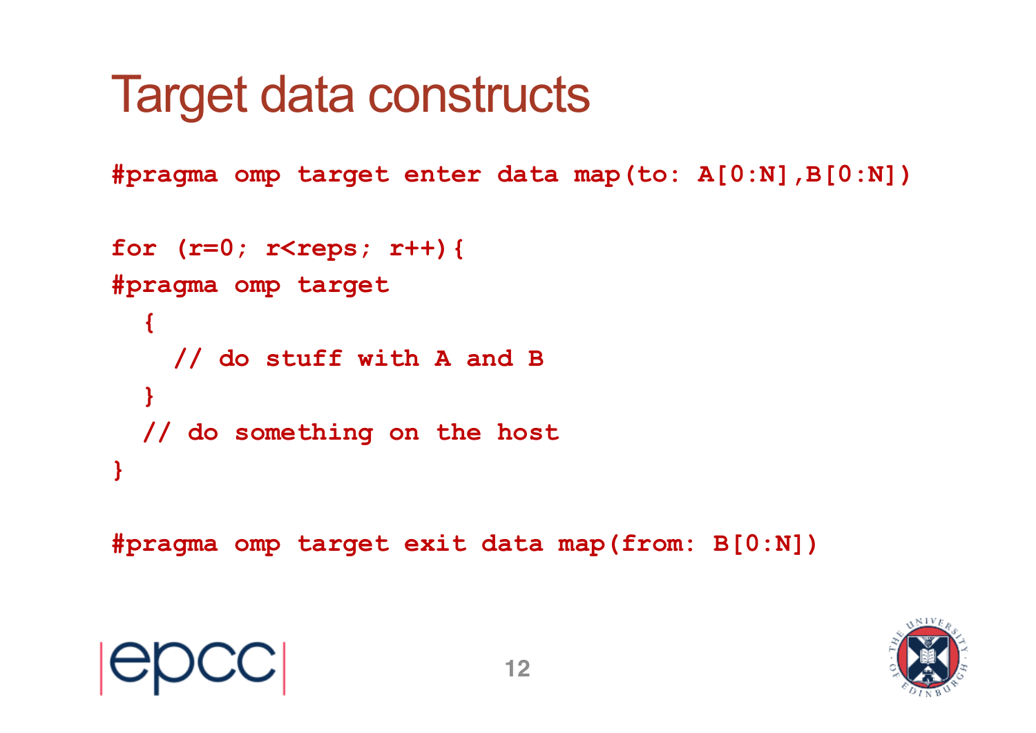# Target data constructs

```
#pragma omp target enter data map(to: A[0:N],B[0:N])

for (r=0; r<reps; r++){
#pragma omp target
  {
    // do stuff with A and B
  }
  // do something on the host
}

#pragma omp target exit data map(from: B[0:N])
```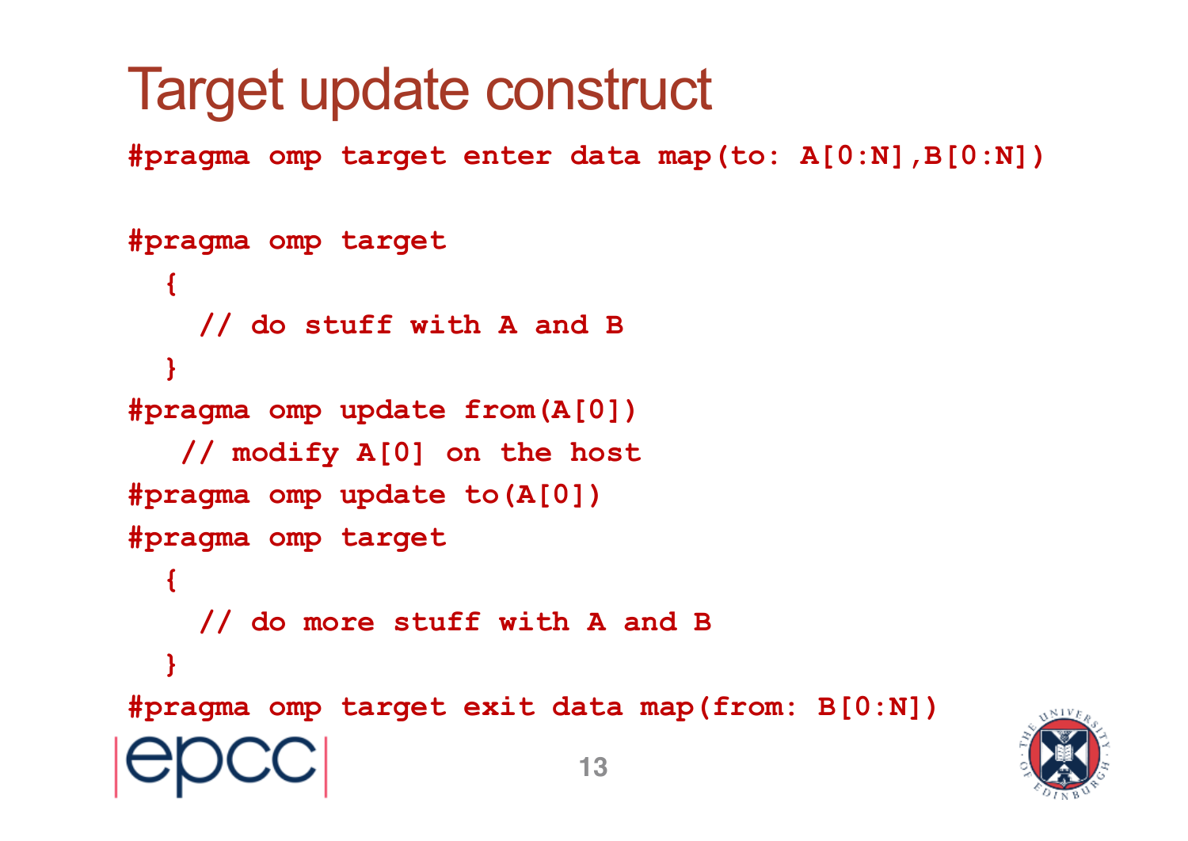# Target update construct

```
#pragma omp target enter data map(to: A[0:N],B[0:N])

#pragma omp target
  {
    // do stuff with A and B
  }
#pragma omp update from(A[0])
   // modify A[0] on the host
#pragma omp update to(A[0])
#pragma omp target
  {
    // do more stuff with A and B
  }
#pragma omp target exit data map(from: B[0:N])
```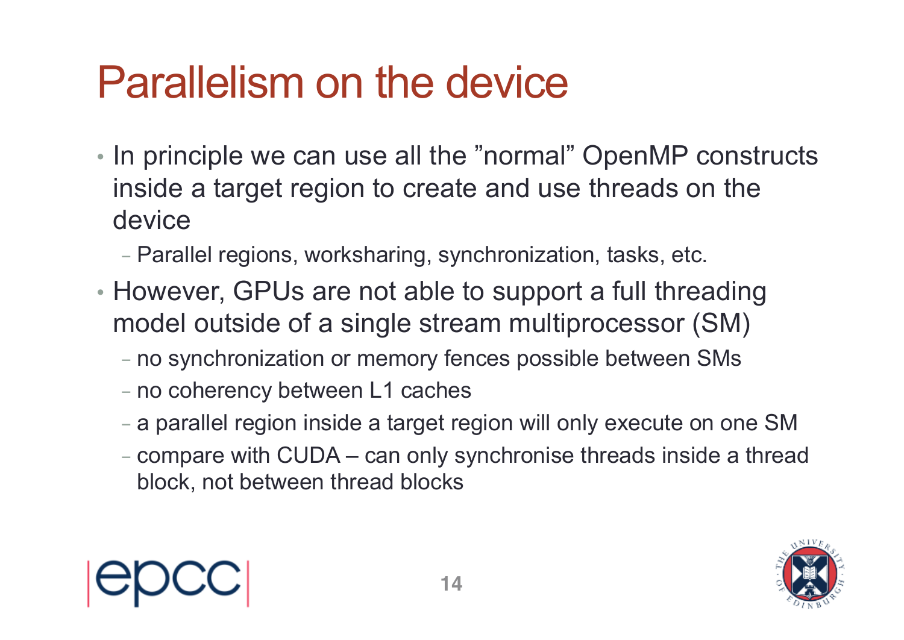# Parallelism on the device

- In principle we can use all the ”normal” OpenMP constructs inside a target region to create and use threads on the device
  - Parallel regions, worksharing, synchronization, tasks, etc.
- However, GPUs are not able to support a full threading model outside of a single stream multiprocessor (SM)
  - no synchronization or memory fences possible between SMs
  - no coherency between L1 caches
  - a parallel region inside a target region will only execute on one SM
  - compare with CUDA – can only synchronise threads inside a thread block, not between thread blocks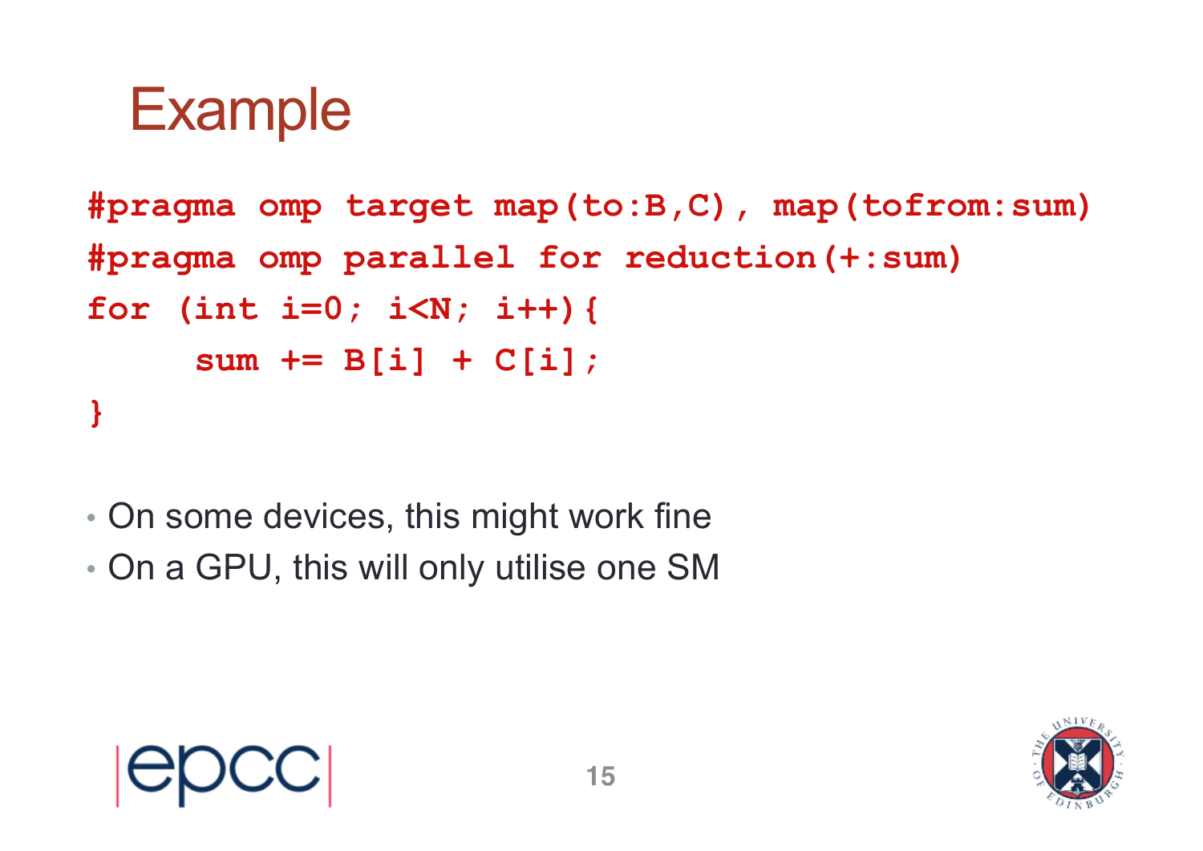# Example

```
#pragma omp target map(to:B,C), map(tofrom:sum)
#pragma omp parallel for reduction(+:sum)
for (int i=0; i<N; i++){
     sum += B[i] + C[i];
}
```

- On some devices, this might work fine
- On a GPU, this will only utilise one SM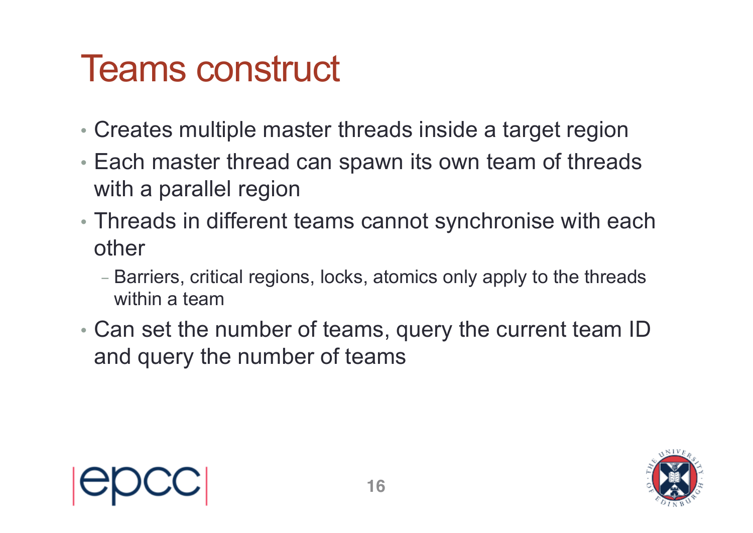# Teams construct

- Creates multiple master threads inside a target region
- Each master thread can spawn its own team of threads with a parallel region
- Threads in different teams cannot synchronise with each other
  - Barriers, critical regions, locks, atomics only apply to the threads within a team
- Can set the number of teams, query the current team ID and query the number of teams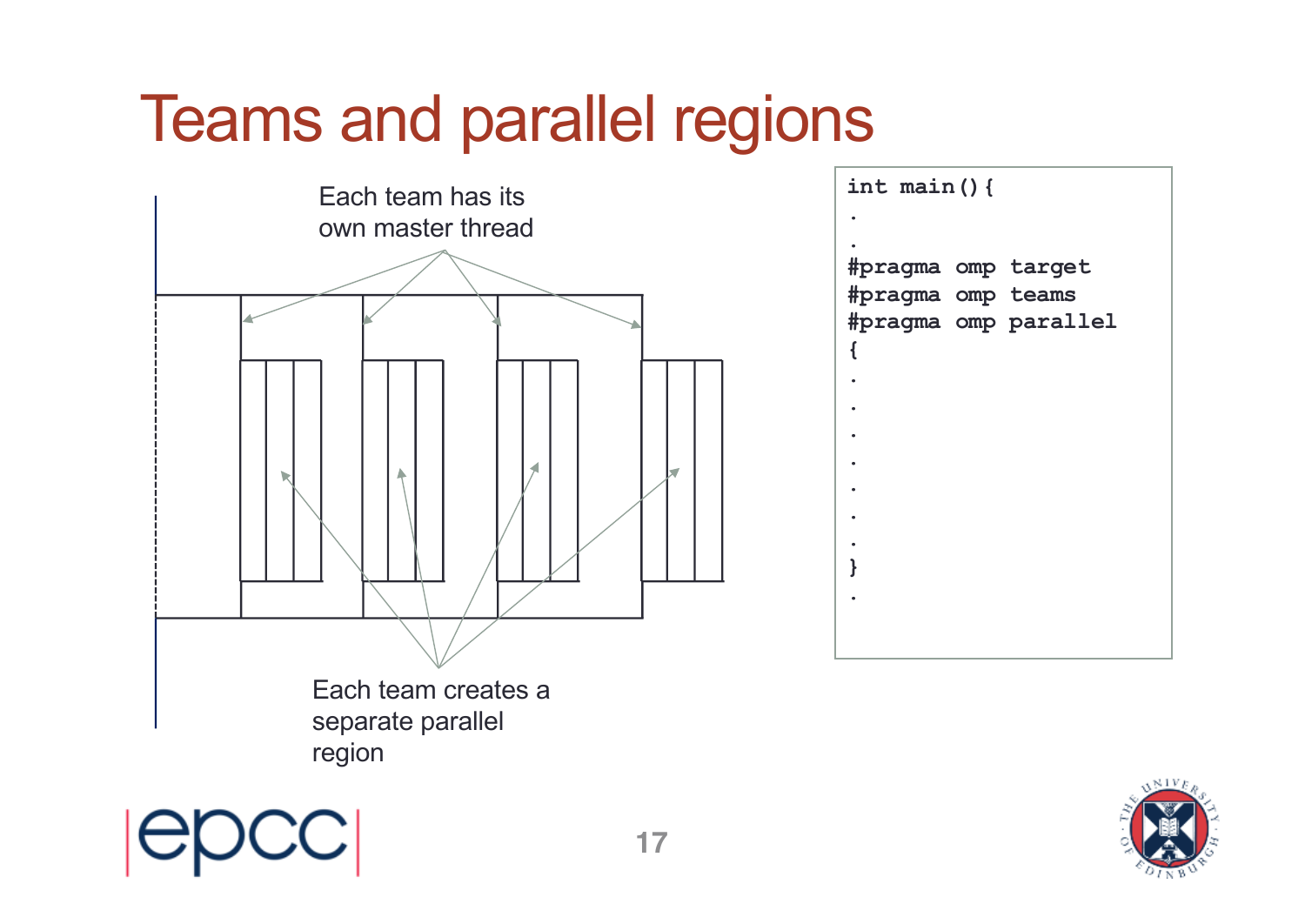# Teams and parallel regions

Each team has its own master thread

Each team creates a separate parallel region

```
int main(){
.
.
#pragma omp target
#pragma omp teams
#pragma omp parallel
{
.
.
.
.
.
.
.
}
.
```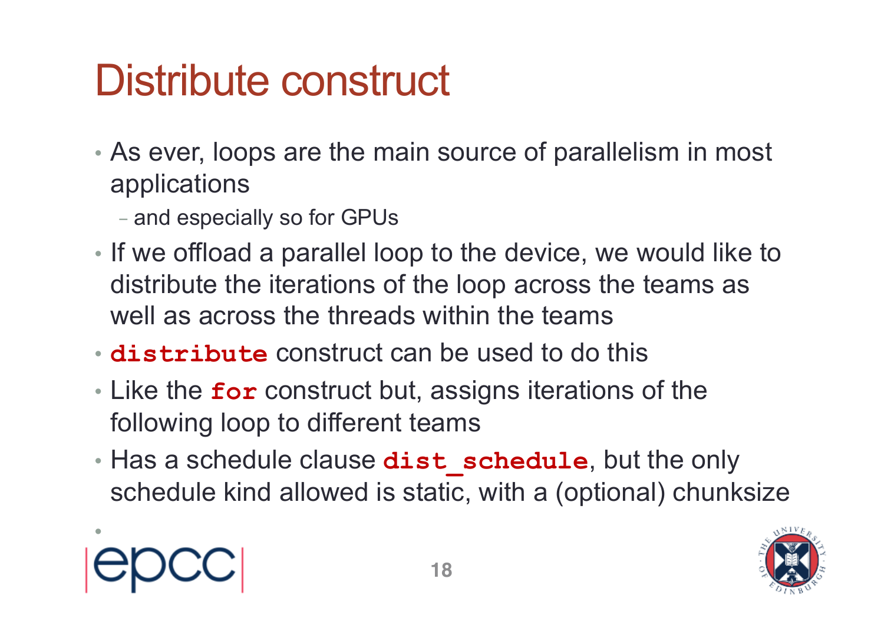# Distribute construct

- As ever, loops are the main source of parallelism in most applications
  - and especially so for GPUs
- If we offload a parallel loop to the device, we would like to distribute the iterations of the loop across the teams as well as across the threads within the teams
- `distribute` construct can be used to do this
- Like the `for` construct but, assigns iterations of the following loop to different teams
- Has a schedule clause `dist_schedule`, but the only schedule kind allowed is static, with a (optional) chunksize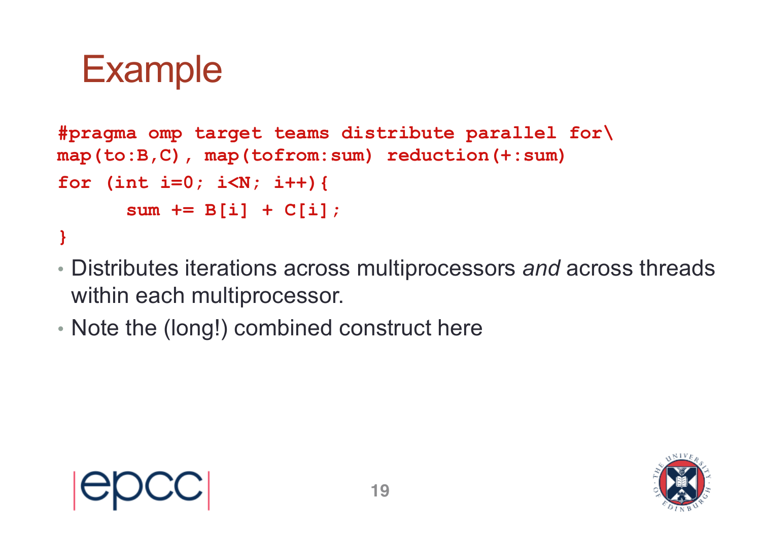# Example

```
#pragma omp target teams distribute parallel for\
map(to:B,C), map(tofrom:sum) reduction(+:sum)
for (int i=0; i<N; i++){
      sum += B[i] + C[i];
}
```

- Distributes iterations across multiprocessors *and* across threads within each multiprocessor.
- Note the (long!) combined construct here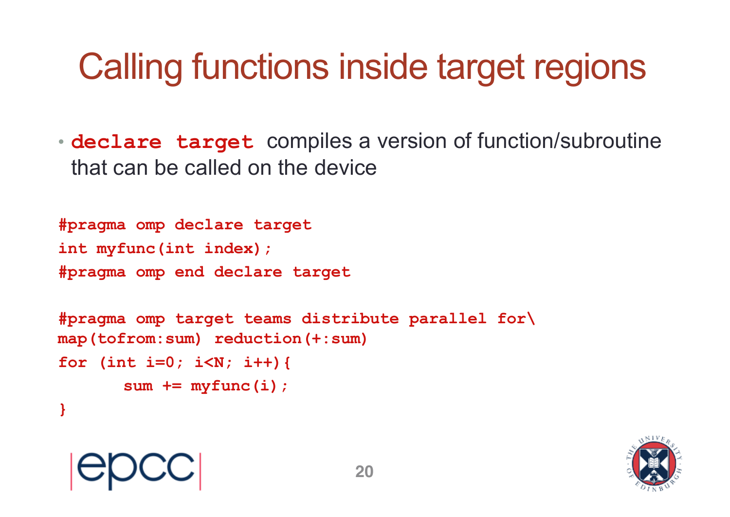# Calling functions inside target regions

- **`declare target`** compiles a version of function/subroutine that can be called on the device

```
#pragma omp declare target
int myfunc(int index);
#pragma omp end declare target

#pragma omp target teams distribute parallel for\
map(tofrom:sum) reduction(+:sum)
for (int i=0; i<N; i++){
      sum += myfunc(i);
}
```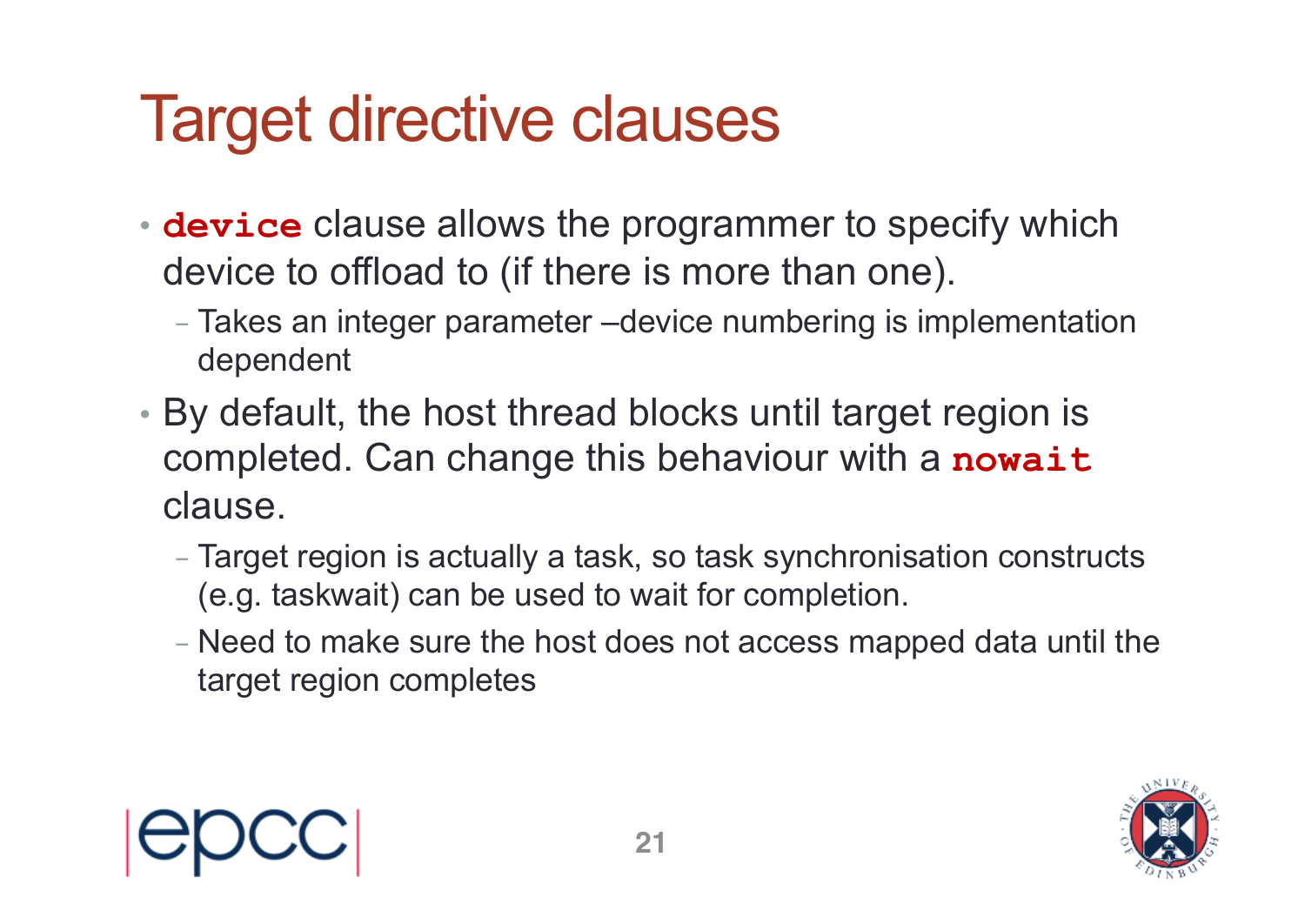# Target directive clauses

- **`device`** clause allows the programmer to specify which device to offload to (if there is more than one).
  - Takes an integer parameter –device numbering is implementation dependent
- By default, the host thread blocks until target region is completed. Can change this behaviour with a **`nowait`** clause.
  - Target region is actually a task, so task synchronisation constructs (e.g. taskwait) can be used to wait for completion.
  - Need to make sure the host does not access mapped data until the target region completes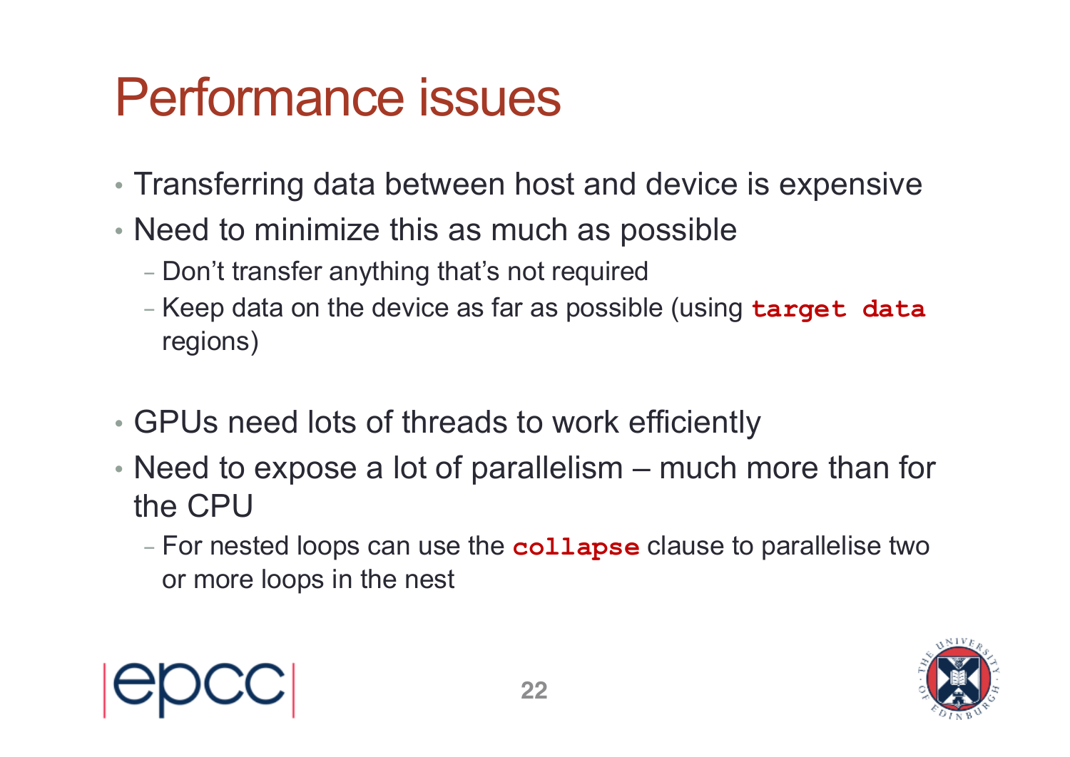# Performance issues

- Transferring data between host and device is expensive
- Need to minimize this as much as possible
  - Don't transfer anything that's not required
  - Keep data on the device as far as possible (using **`target data`** regions)

- GPUs need lots of threads to work efficiently
- Need to expose a lot of parallelism – much more than for the CPU
  - For nested loops can use the **`collapse`** clause to parallelise two or more loops in the nest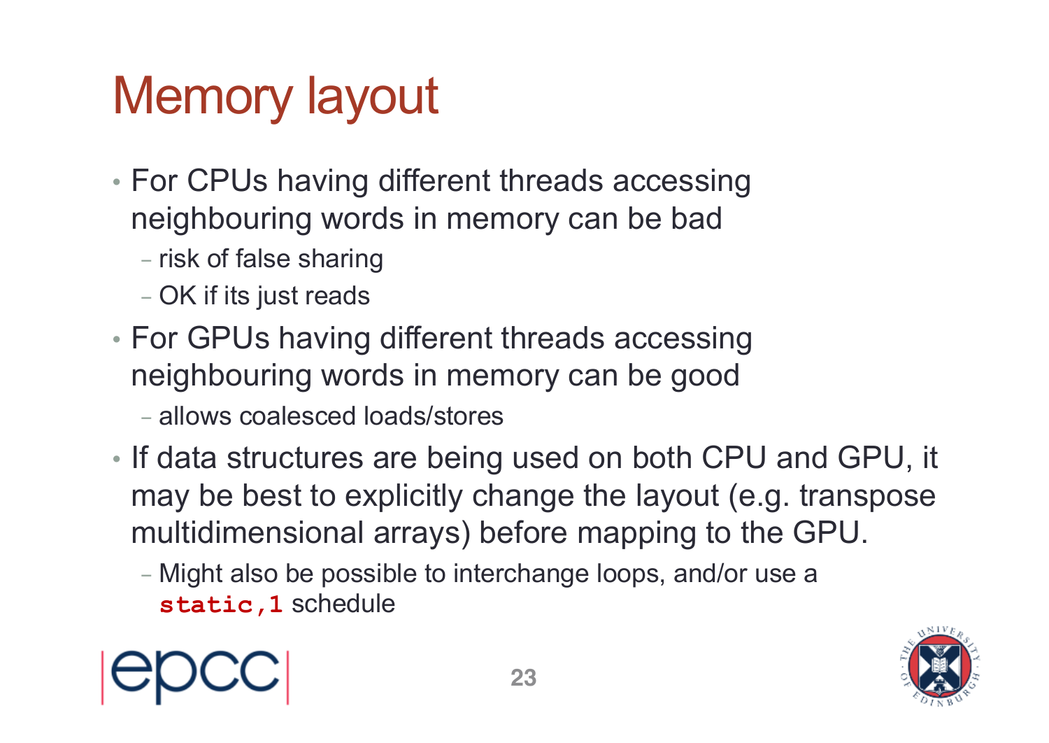# Memory layout

- For CPUs having different threads accessing neighbouring words in memory can be bad
  - risk of false sharing
  - OK if its just reads
- For GPUs having different threads accessing neighbouring words in memory can be good
  - allows coalesced loads/stores
- If data structures are being used on both CPU and GPU, it may be best to explicitly change the layout (e.g. transpose multidimensional arrays) before mapping to the GPU.
  - Might also be possible to interchange loops, and/or use a `static,1` schedule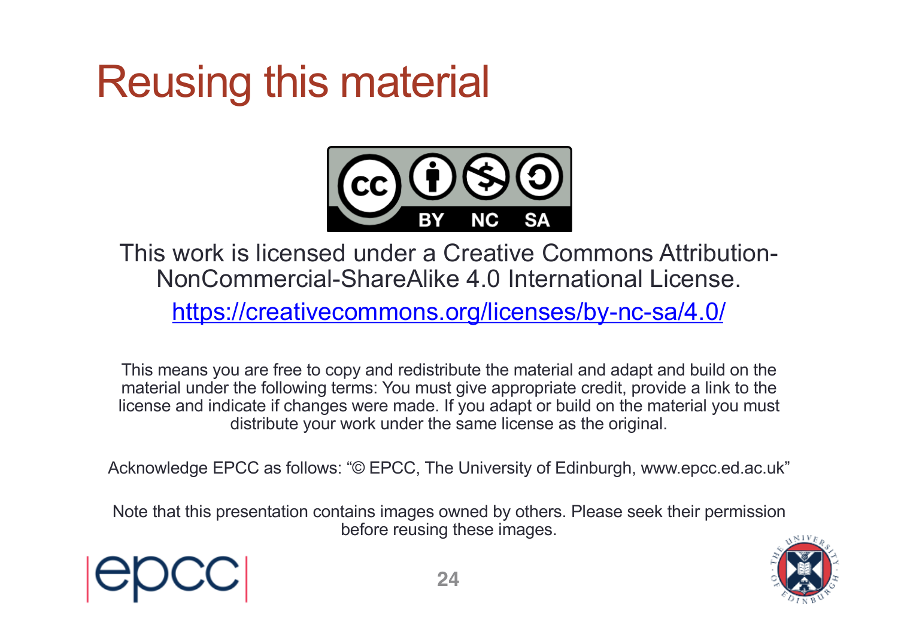# Reusing this material

This work is licensed under a Creative Commons Attribution-NonCommercial-ShareAlike 4.0 International License.

https://creativecommons.org/licenses/by-nc-sa/4.0/

This means you are free to copy and redistribute the material and adapt and build on the material under the following terms: You must give appropriate credit, provide a link to the license and indicate if changes were made. If you adapt or build on the material you must distribute your work under the same license as the original.

Acknowledge EPCC as follows: "© EPCC, The University of Edinburgh, www.epcc.ed.ac.uk"

Note that this presentation contains images owned by others. Please seek their permission before reusing these images.